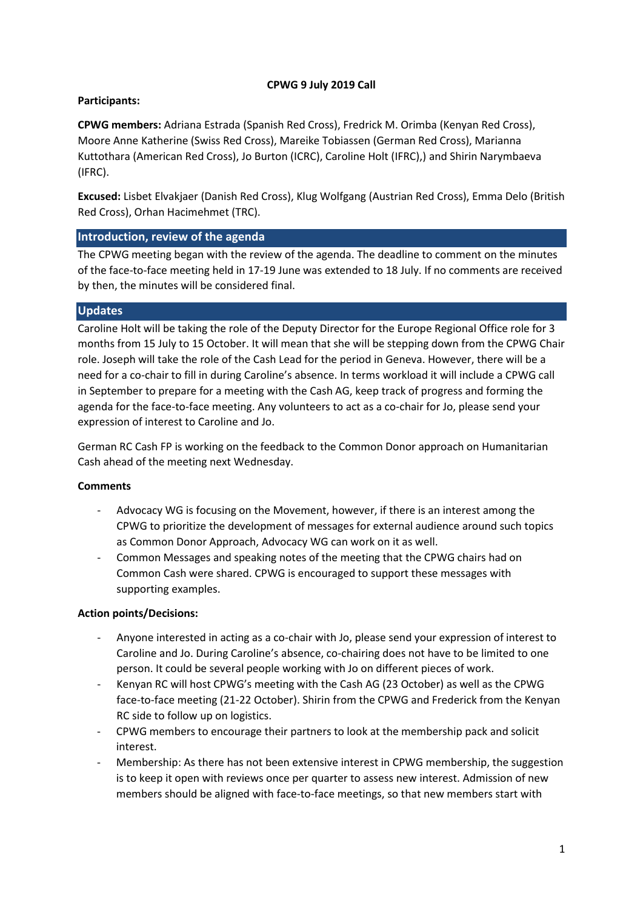# CPWG 9 July 2019 Call

**Participants:**

**CPWG members:** Adriana Estrada (Spanish Red Cross), Fredrick M. Orimba (Kenyan Red Cross), Moore Anne Katherine (Swiss Red Cross), Mareike Tobiassen (German Red Cross), Marianna Kuttothara (American Red Cross), Jo Burton (ICRC), Caroline Holt (IFRC),) and Shirin Narymbaeva (IFRC).

**Excused:** Lisbet Elvakjaer (Danish Red Cross), Klug Wolfgang (Austrian Red Cross), Emma Delo (British Red Cross), Orhan Hacimehmet (TRC).

## Introduction, review of the agenda

The CPWG meeting began with the review of the agenda. The deadline to comment on the minutes of the face-to-face meeting held in 17-19 June was extended to 18 July. If no comments are received by then, the minutes will be considered final.

## Updates

Caroline Holt will be taking the role of the Deputy Director for the Europe Regional Office role for 3 months from 15 July to 15 October. It will mean that she will be stepping down from the CPWG Chair role. Joseph will take the role of the Cash Lead for the period in Geneva. However, there will be a need for a co-chair to fill in during Caroline's absence. In terms workload it will include a CPWG call in September to prepare for a meeting with the Cash AG, keep track of progress and forming the agenda for the face-to-face meeting. Any volunteers to act as a co-chair for Jo, please send your expression of interest to Caroline and Jo.

German RC Cash FP is working on the feedback to the Common Donor approach on Humanitarian Cash ahead of the meeting next Wednesday.

**Comments**

- Advocacy WG is focusing on the Movement, however, if there is an interest among the CPWG to prioritize the development of messages for external audience around such topics as Common Donor Approach, Advocacy WG can work on it as well.
- Common Messages and speaking notes of the meeting that the CPWG chairs had on Common Cash were shared. CPWG is encouraged to support these messages with supporting examples.

**Action points/Decisions:**

- Anyone interested in acting as a co-chair with Jo, please send your expression of interest to Caroline and Jo. During Caroline's absence, co-chairing does not have to be limited to one person. It could be several people working with Jo on different pieces of work.
- Kenyan RC will host CPWG's meeting with the Cash AG (23 October) as well as the CPWG face-to-face meeting (21-22 October). Shirin from the CPWG and Frederick from the Kenyan RC side to follow up on logistics.
- CPWG members to encourage their partners to look at the membership pack and solicit interest.
- Membership: As there has not been extensive interest in CPWG membership, the suggestion is to keep it open with reviews once per quarter to assess new interest. Admission of new members should be aligned with face-to-face meetings, so that new members start with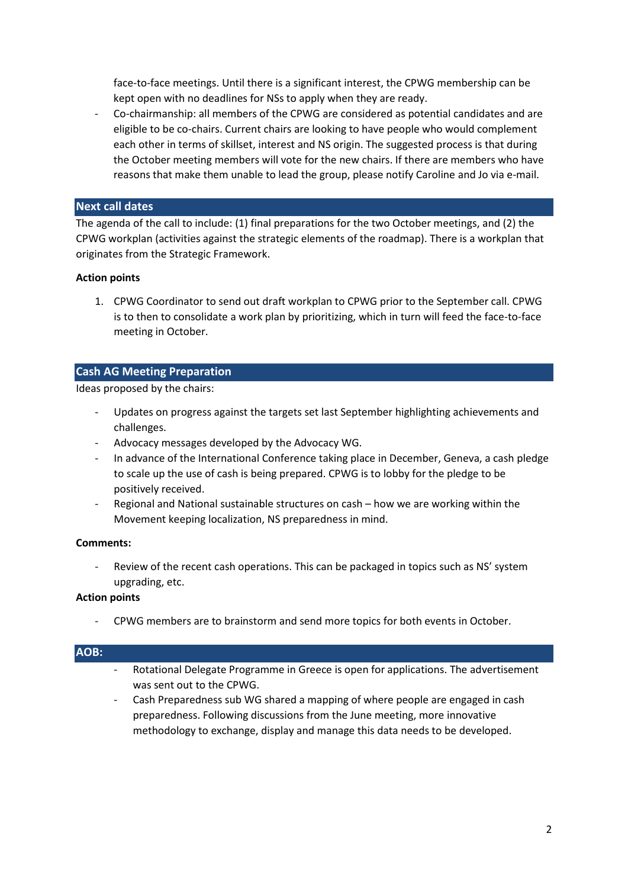face-to-face meetings. Until there is a significant interest, the CPWG membership can be kept open with no deadlines for NSs to apply when they are ready.

- Co-chairmanship: all members of the CPWG are considered as potential candidates and are eligible to be co-chairs. Current chairs are looking to have people who would complement each other in terms of skillset, interest and NS origin. The suggested process is that during the October meeting members will vote for the new chairs. If there are members who have reasons that make them unable to lead the group, please notify Caroline and Jo via e-mail.

## Next call dates

The agenda of the call to include: (1) final preparations for the two October meetings, and (2) the CPWG workplan (activities against the strategic elements of the roadmap). There is a workplan that originates from the Strategic Framework.

**Action points**

1. CPWG Coordinator to send out draft workplan to CPWG prior to the September call. CPWG is to then to consolidate a work plan by prioritizing, which in turn will feed the face-to-face meeting in October.

## Cash AG Meeting Preparation

Ideas proposed by the chairs:

- Updates on progress against the targets set last September highlighting achievements and challenges.
- Advocacy messages developed by the Advocacy WG.
- In advance of the International Conference taking place in December, Geneva, a cash pledge to scale up the use of cash is being prepared. CPWG is to lobby for the pledge to be positively received.
- Regional and National sustainable structures on cash – how we are working within the Movement keeping localization, NS preparedness in mind.

**Comments:**

- Review of the recent cash operations. This can be packaged in topics such as NS' system upgrading, etc.

**Action points**

- CPWG members are to brainstorm and send more topics for both events in October.

## AOB:

- Rotational Delegate Programme in Greece is open for applications. The advertisement was sent out to the CPWG.
- Cash Preparedness sub WG shared a mapping of where people are engaged in cash preparedness. Following discussions from the June meeting, more innovative methodology to exchange, display and manage this data needs to be developed.